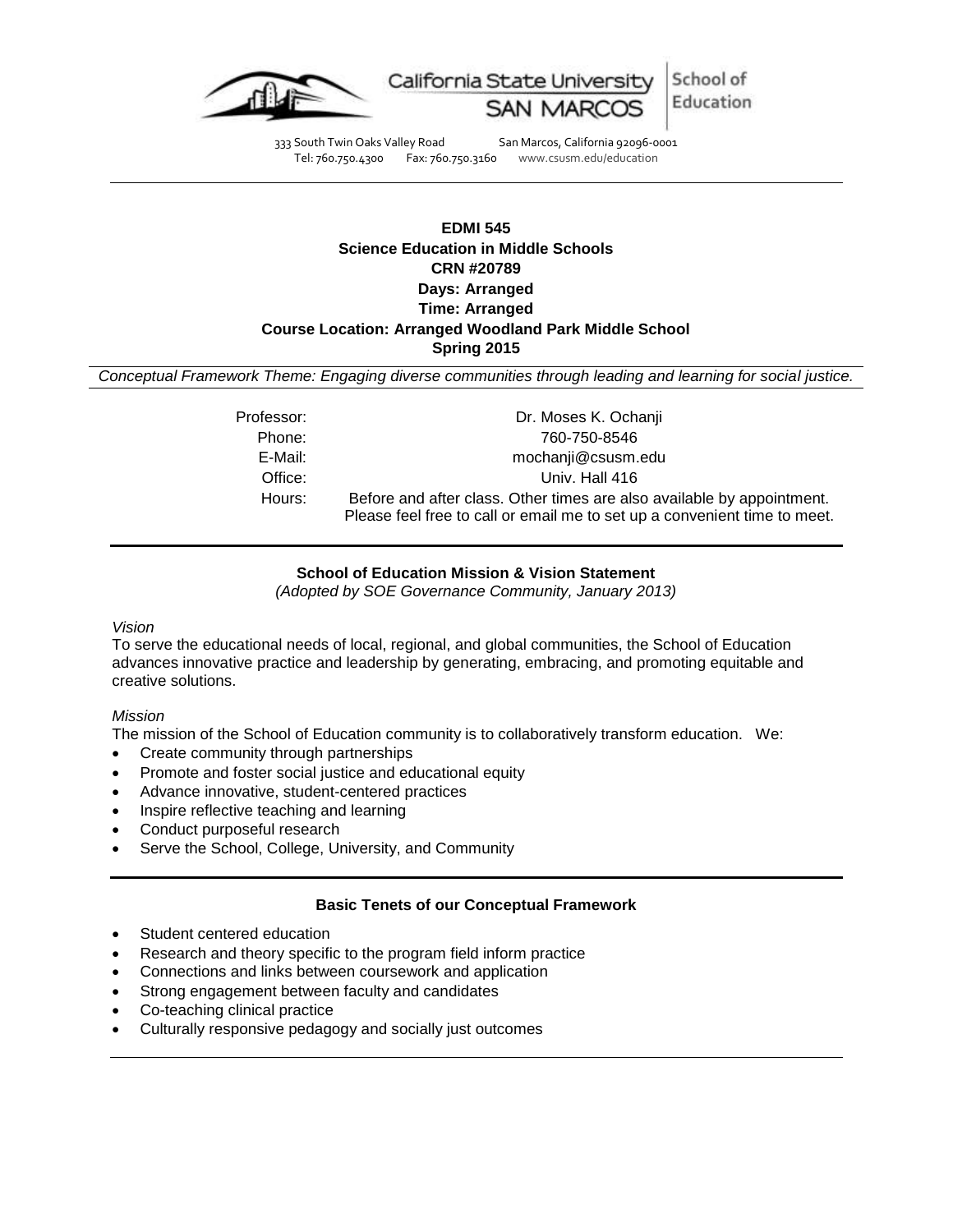California State University SAN MARCOS | School of Education

333 South Twin Oaks Valley Road San Marcos, California 92096-0001
Tel: 760.750.4300 Fax: 760.750.3160 www.csusm.edu/education

**EDMI 545**
**Science Education in Middle Schools**
**CRN #20789**
**Days: Arranged**
**Time: Arranged**
**Course Location: Arranged Woodland Park Middle School**
**Spring 2015**

*Conceptual Framework Theme: Engaging diverse communities through leading and learning for social justice.*

| | |
|---|---|
| Professor: | Dr. Moses K. Ochanji |
| Phone: | 760-750-8546 |
| E-Mail: | mochanji@csusm.edu |
| Office: | Univ. Hall 416 |
| Hours: | Before and after class. Other times are also available by appointment. Please feel free to call or email me to set up a convenient time to meet. |

## School of Education Mission & Vision Statement

*(Adopted by SOE Governance Community, January 2013)*

*Vision*

To serve the educational needs of local, regional, and global communities, the School of Education advances innovative practice and leadership by generating, embracing, and promoting equitable and creative solutions.

*Mission*

The mission of the School of Education community is to collaboratively transform education. We:

- Create community through partnerships
- Promote and foster social justice and educational equity
- Advance innovative, student-centered practices
- Inspire reflective teaching and learning
- Conduct purposeful research
- Serve the School, College, University, and Community

## Basic Tenets of our Conceptual Framework

- Student centered education
- Research and theory specific to the program field inform practice
- Connections and links between coursework and application
- Strong engagement between faculty and candidates
- Co-teaching clinical practice
- Culturally responsive pedagogy and socially just outcomes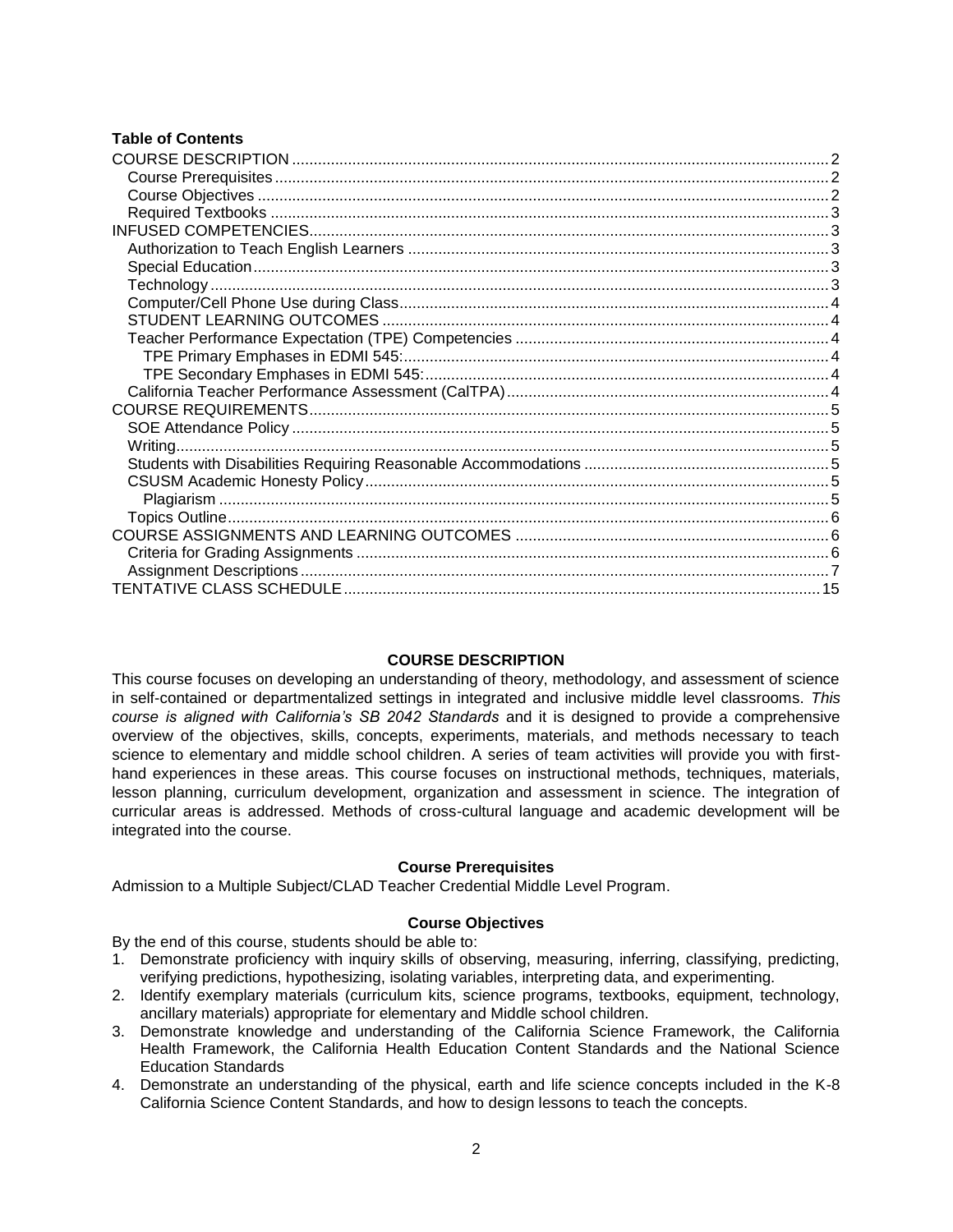**Table of Contents**

- COURSE DESCRIPTION ..... 2
  - Course Prerequisites ..... 2
  - Course Objectives ..... 2
  - Required Textbooks ..... 3
- INFUSED COMPETENCIES ..... 3
  - Authorization to Teach English Learners ..... 3
  - Special Education ..... 3
  - Technology ..... 3
  - Computer/Cell Phone Use during Class ..... 4
  - STUDENT LEARNING OUTCOMES ..... 4
  - Teacher Performance Expectation (TPE) Competencies ..... 4
    - TPE Primary Emphases in EDMI 545: ..... 4
    - TPE Secondary Emphases in EDMI 545: ..... 4
  - California Teacher Performance Assessment (CalTPA) ..... 4
- COURSE REQUIREMENTS ..... 5
  - SOE Attendance Policy ..... 5
  - Writing ..... 5
  - Students with Disabilities Requiring Reasonable Accommodations ..... 5
  - CSUSM Academic Honesty Policy ..... 5
    - Plagiarism ..... 5
  - Topics Outline ..... 6
- COURSE ASSIGNMENTS AND LEARNING OUTCOMES ..... 6
  - Criteria for Grading Assignments ..... 6
  - Assignment Descriptions ..... 7
- TENTATIVE CLASS SCHEDULE ..... 15

## COURSE DESCRIPTION

This course focuses on developing an understanding of theory, methodology, and assessment of science in self-contained or departmentalized settings in integrated and inclusive middle level classrooms. *This course is aligned with California's SB 2042 Standards* and it is designed to provide a comprehensive overview of the objectives, skills, concepts, experiments, materials, and methods necessary to teach science to elementary and middle school children. A series of team activities will provide you with first-hand experiences in these areas. This course focuses on instructional methods, techniques, materials, lesson planning, curriculum development, organization and assessment in science. The integration of curricular areas is addressed. Methods of cross-cultural language and academic development will be integrated into the course.

### Course Prerequisites

Admission to a Multiple Subject/CLAD Teacher Credential Middle Level Program.

### Course Objectives

By the end of this course, students should be able to:

1. Demonstrate proficiency with inquiry skills of observing, measuring, inferring, classifying, predicting, verifying predictions, hypothesizing, isolating variables, interpreting data, and experimenting.
2. Identify exemplary materials (curriculum kits, science programs, textbooks, equipment, technology, ancillary materials) appropriate for elementary and Middle school children.
3. Demonstrate knowledge and understanding of the California Science Framework, the California Health Framework, the California Health Education Content Standards and the National Science Education Standards
4. Demonstrate an understanding of the physical, earth and life science concepts included in the K-8 California Science Content Standards, and how to design lessons to teach the concepts.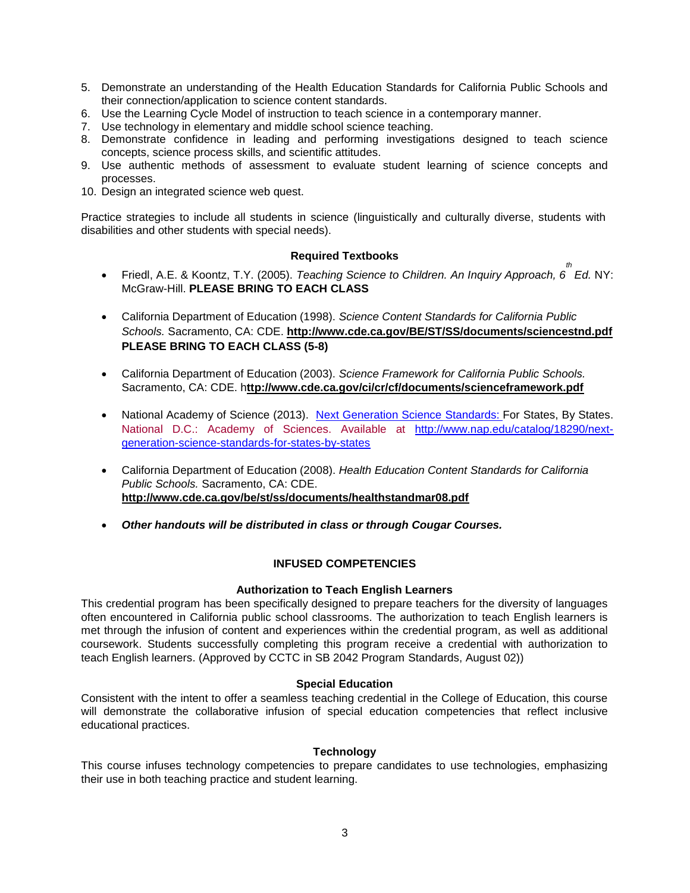5. Demonstrate an understanding of the Health Education Standards for California Public Schools and their connection/application to science content standards.
6. Use the Learning Cycle Model of instruction to teach science in a contemporary manner.
7. Use technology in elementary and middle school science teaching.
8. Demonstrate confidence in leading and performing investigations designed to teach science concepts, science process skills, and scientific attitudes.
9. Use authentic methods of assessment to evaluate student learning of science concepts and processes.
10. Design an integrated science web quest.

Practice strategies to include all students in science (linguistically and culturally diverse, students with disabilities and other students with special needs).

### Required Textbooks

- Friedl, A.E. & Koontz, T.Y. (2005). *Teaching Science to Children. An Inquiry Approach, 6th Ed.* NY: McGraw-Hill. **PLEASE BRING TO EACH CLASS**

- California Department of Education (1998). *Science Content Standards for California Public Schools.* Sacramento, CA: CDE. **http://www.cde.ca.gov/BE/ST/SS/documents/sciencestnd.pdf** **PLEASE BRING TO EACH CLASS (5-8)**

- California Department of Education (2003). *Science Framework for California Public Schools.* Sacramento, CA: CDE. h**ttp://www.cde.ca.gov/ci/cr/cf/documents/scienceframework.pdf**

- National Academy of Science (2013). Next Generation Science Standards: For States, By States. National D.C.: Academy of Sciences. Available at http://www.nap.edu/catalog/18290/next-generation-science-standards-for-states-by-states

- California Department of Education (2008). *Health Education Content Standards for California Public Schools.* Sacramento, CA: CDE. **http://www.cde.ca.gov/be/st/ss/documents/healthstandmar08.pdf**

- ***Other handouts will be distributed in class or through Cougar Courses.***

## INFUSED COMPETENCIES

### Authorization to Teach English Learners

This credential program has been specifically designed to prepare teachers for the diversity of languages often encountered in California public school classrooms. The authorization to teach English learners is met through the infusion of content and experiences within the credential program, as well as additional coursework. Students successfully completing this program receive a credential with authorization to teach English learners. (Approved by CCTC in SB 2042 Program Standards, August 02))

### Special Education

Consistent with the intent to offer a seamless teaching credential in the College of Education, this course will demonstrate the collaborative infusion of special education competencies that reflect inclusive educational practices.

### Technology

This course infuses technology competencies to prepare candidates to use technologies, emphasizing their use in both teaching practice and student learning.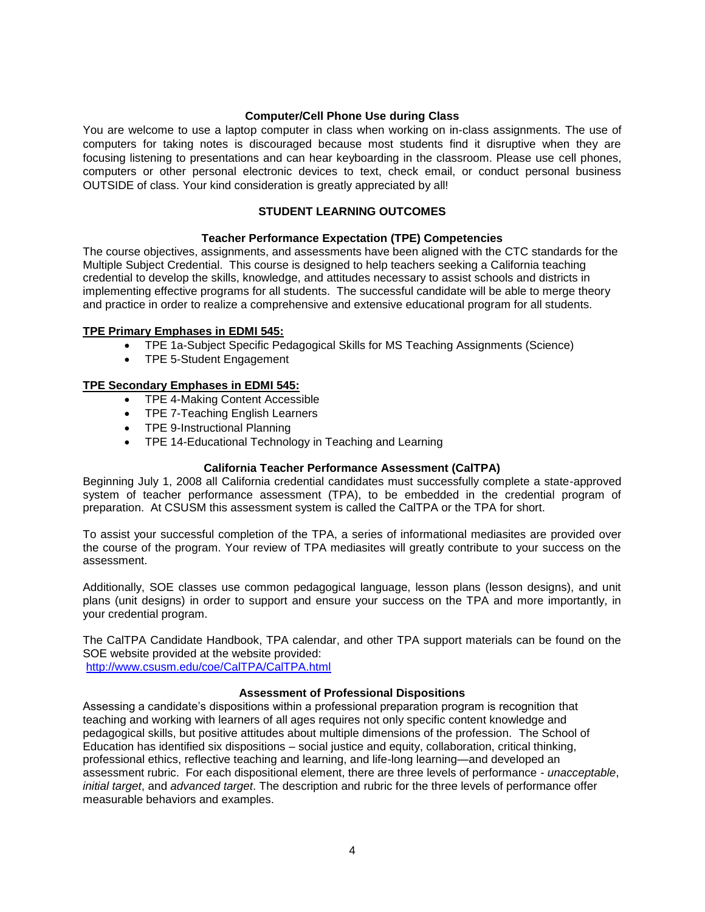## Computer/Cell Phone Use during Class

You are welcome to use a laptop computer in class when working on in-class assignments. The use of computers for taking notes is discouraged because most students find it disruptive when they are focusing listening to presentations and can hear keyboarding in the classroom. Please use cell phones, computers or other personal electronic devices to text, check email, or conduct personal business OUTSIDE of class. Your kind consideration is greatly appreciated by all!

## STUDENT LEARNING OUTCOMES

### Teacher Performance Expectation (TPE) Competencies

The course objectives, assignments, and assessments have been aligned with the CTC standards for the Multiple Subject Credential. This course is designed to help teachers seeking a California teaching credential to develop the skills, knowledge, and attitudes necessary to assist schools and districts in implementing effective programs for all students. The successful candidate will be able to merge theory and practice in order to realize a comprehensive and extensive educational program for all students.

**TPE Primary Emphases in EDMI 545:**

- TPE 1a-Subject Specific Pedagogical Skills for MS Teaching Assignments (Science)
- TPE 5-Student Engagement

**TPE Secondary Emphases in EDMI 545:**

- TPE 4-Making Content Accessible
- TPE 7-Teaching English Learners
- TPE 9-Instructional Planning
- TPE 14-Educational Technology in Teaching and Learning

### California Teacher Performance Assessment (CalTPA)

Beginning July 1, 2008 all California credential candidates must successfully complete a state-approved system of teacher performance assessment (TPA), to be embedded in the credential program of preparation. At CSUSM this assessment system is called the CalTPA or the TPA for short.

To assist your successful completion of the TPA, a series of informational mediasites are provided over the course of the program. Your review of TPA mediasites will greatly contribute to your success on the assessment.

Additionally, SOE classes use common pedagogical language, lesson plans (lesson designs), and unit plans (unit designs) in order to support and ensure your success on the TPA and more importantly, in your credential program.

The CalTPA Candidate Handbook, TPA calendar, and other TPA support materials can be found on the SOE website provided at the website provided:
http://www.csusm.edu/coe/CalTPA/CalTPA.html

### Assessment of Professional Dispositions

Assessing a candidate's dispositions within a professional preparation program is recognition that teaching and working with learners of all ages requires not only specific content knowledge and pedagogical skills, but positive attitudes about multiple dimensions of the profession. The School of Education has identified six dispositions – social justice and equity, collaboration, critical thinking, professional ethics, reflective teaching and learning, and life-long learning—and developed an assessment rubric. For each dispositional element, there are three levels of performance - *unacceptable*, *initial target*, and *advanced target*. The description and rubric for the three levels of performance offer measurable behaviors and examples.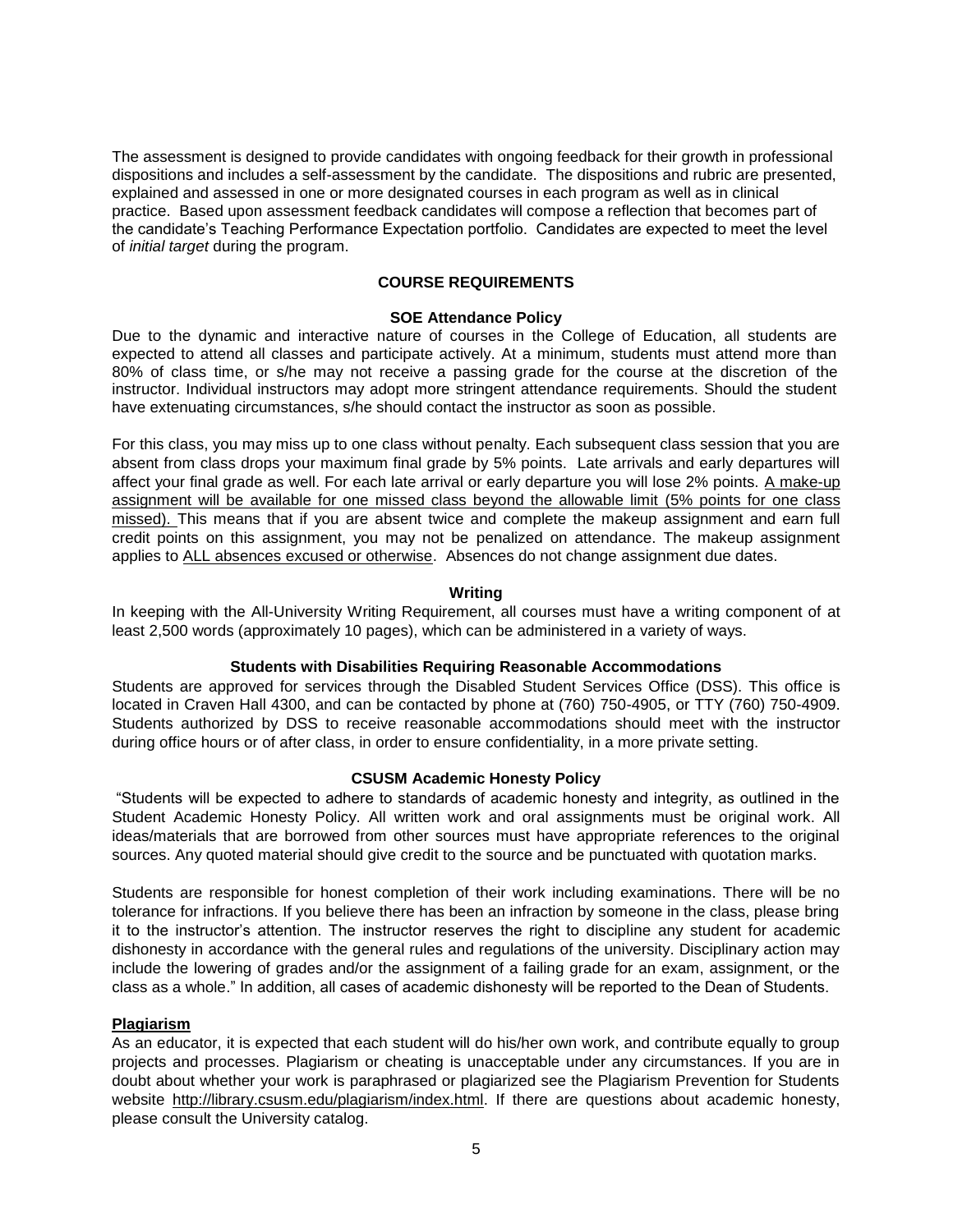The assessment is designed to provide candidates with ongoing feedback for their growth in professional dispositions and includes a self-assessment by the candidate. The dispositions and rubric are presented, explained and assessed in one or more designated courses in each program as well as in clinical practice. Based upon assessment feedback candidates will compose a reflection that becomes part of the candidate's Teaching Performance Expectation portfolio. Candidates are expected to meet the level of *initial target* during the program.

## COURSE REQUIREMENTS

### SOE Attendance Policy

Due to the dynamic and interactive nature of courses in the College of Education, all students are expected to attend all classes and participate actively. At a minimum, students must attend more than 80% of class time, or s/he may not receive a passing grade for the course at the discretion of the instructor. Individual instructors may adopt more stringent attendance requirements. Should the student have extenuating circumstances, s/he should contact the instructor as soon as possible.

For this class, you may miss up to one class without penalty. Each subsequent class session that you are absent from class drops your maximum final grade by 5% points. Late arrivals and early departures will affect your final grade as well. For each late arrival or early departure you will lose 2% points. <u>A make-up assignment will be available for one missed class beyond the allowable limit (5% points for one class missed).</u> This means that if you are absent twice and complete the makeup assignment and earn full credit points on this assignment, you may not be penalized on attendance. The makeup assignment applies to <u>ALL absences excused or otherwise</u>. Absences do not change assignment due dates.

### Writing

In keeping with the All-University Writing Requirement, all courses must have a writing component of at least 2,500 words (approximately 10 pages), which can be administered in a variety of ways.

### Students with Disabilities Requiring Reasonable Accommodations

Students are approved for services through the Disabled Student Services Office (DSS). This office is located in Craven Hall 4300, and can be contacted by phone at (760) 750-4905, or TTY (760) 750-4909. Students authorized by DSS to receive reasonable accommodations should meet with the instructor during office hours or of after class, in order to ensure confidentiality, in a more private setting.

### CSUSM Academic Honesty Policy

"Students will be expected to adhere to standards of academic honesty and integrity, as outlined in the Student Academic Honesty Policy. All written work and oral assignments must be original work. All ideas/materials that are borrowed from other sources must have appropriate references to the original sources. Any quoted material should give credit to the source and be punctuated with quotation marks.

Students are responsible for honest completion of their work including examinations. There will be no tolerance for infractions. If you believe there has been an infraction by someone in the class, please bring it to the instructor's attention. The instructor reserves the right to discipline any student for academic dishonesty in accordance with the general rules and regulations of the university. Disciplinary action may include the lowering of grades and/or the assignment of a failing grade for an exam, assignment, or the class as a whole." In addition, all cases of academic dishonesty will be reported to the Dean of Students.

**<u>Plagiarism</u>**

As an educator, it is expected that each student will do his/her own work, and contribute equally to group projects and processes. Plagiarism or cheating is unacceptable under any circumstances. If you are in doubt about whether your work is paraphrased or plagiarized see the Plagiarism Prevention for Students website http://library.csusm.edu/plagiarism/index.html. If there are questions about academic honesty, please consult the University catalog.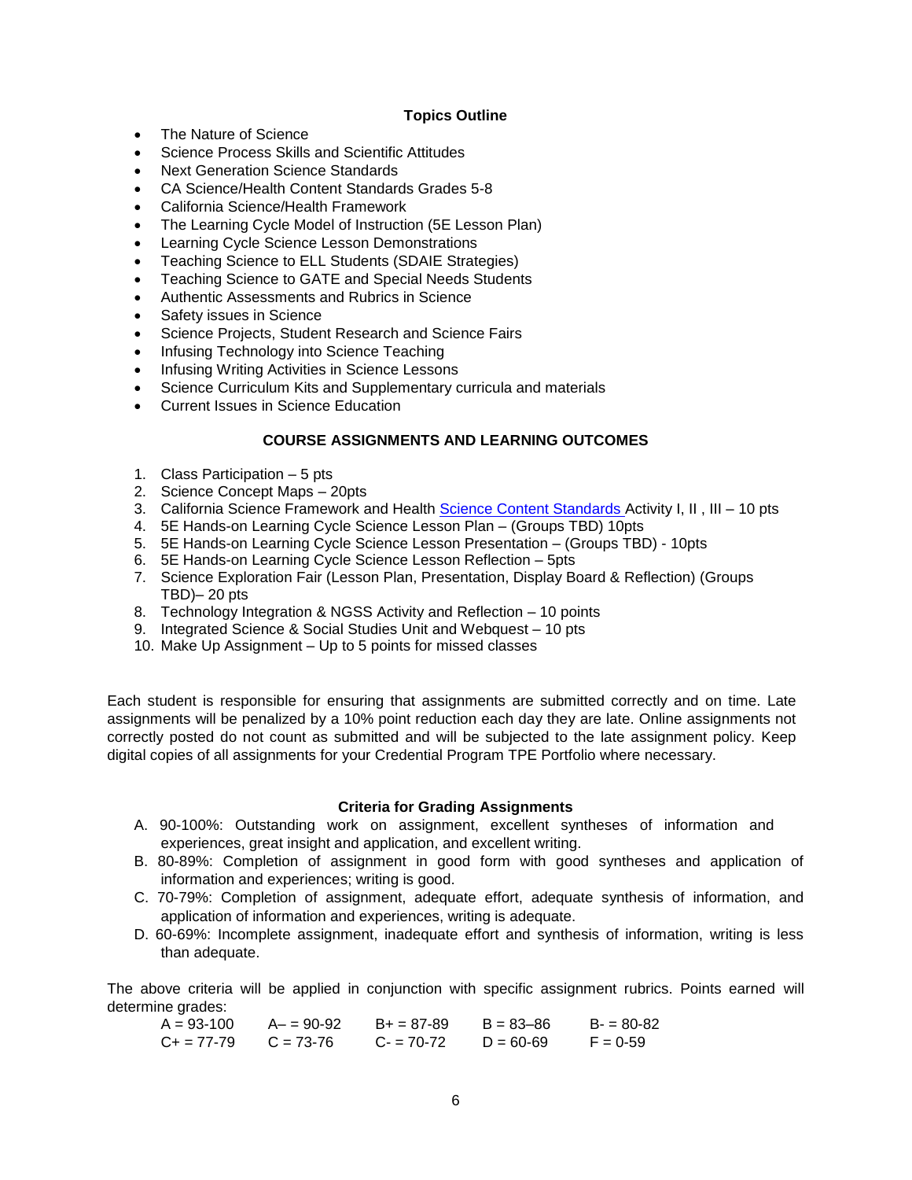### Topics Outline

- The Nature of Science
- Science Process Skills and Scientific Attitudes
- Next Generation Science Standards
- CA Science/Health Content Standards Grades 5-8
- California Science/Health Framework
- The Learning Cycle Model of Instruction (5E Lesson Plan)
- Learning Cycle Science Lesson Demonstrations
- Teaching Science to ELL Students (SDAIE Strategies)
- Teaching Science to GATE and Special Needs Students
- Authentic Assessments and Rubrics in Science
- Safety issues in Science
- Science Projects, Student Research and Science Fairs
- Infusing Technology into Science Teaching
- Infusing Writing Activities in Science Lessons
- Science Curriculum Kits and Supplementary curricula and materials
- Current Issues in Science Education

### COURSE ASSIGNMENTS AND LEARNING OUTCOMES

1. Class Participation – 5 pts
2. Science Concept Maps – 20pts
3. California Science Framework and Health Science Content Standards Activity I, II , III – 10 pts
4. 5E Hands-on Learning Cycle Science Lesson Plan – (Groups TBD) 10pts
5. 5E Hands-on Learning Cycle Science Lesson Presentation – (Groups TBD) - 10pts
6. 5E Hands-on Learning Cycle Science Lesson Reflection – 5pts
7. Science Exploration Fair (Lesson Plan, Presentation, Display Board & Reflection) (Groups TBD)– 20 pts
8. Technology Integration & NGSS Activity and Reflection – 10 points
9. Integrated Science & Social Studies Unit and Webquest – 10 pts
10. Make Up Assignment – Up to 5 points for missed classes

Each student is responsible for ensuring that assignments are submitted correctly and on time. Late assignments will be penalized by a 10% point reduction each day they are late. Online assignments not correctly posted do not count as submitted and will be subjected to the late assignment policy. Keep digital copies of all assignments for your Credential Program TPE Portfolio where necessary.

### Criteria for Grading Assignments

A. 90-100%: Outstanding work on assignment, excellent syntheses of information and experiences, great insight and application, and excellent writing.

B. 80-89%: Completion of assignment in good form with good syntheses and application of information and experiences; writing is good.

C. 70-79%: Completion of assignment, adequate effort, adequate synthesis of information, and application of information and experiences, writing is adequate.

D. 60-69%: Incomplete assignment, inadequate effort and synthesis of information, writing is less than adequate.

The above criteria will be applied in conjunction with specific assignment rubrics. Points earned will determine grades:

| | | | | |
|---|---|---|---|---|
| A = 93-100 | A– = 90-92 | B+ = 87-89 | B = 83–86 | B- = 80-82 |
| C+ = 77-79 | C = 73-76 | C- = 70-72 | D = 60-69 | F = 0-59 |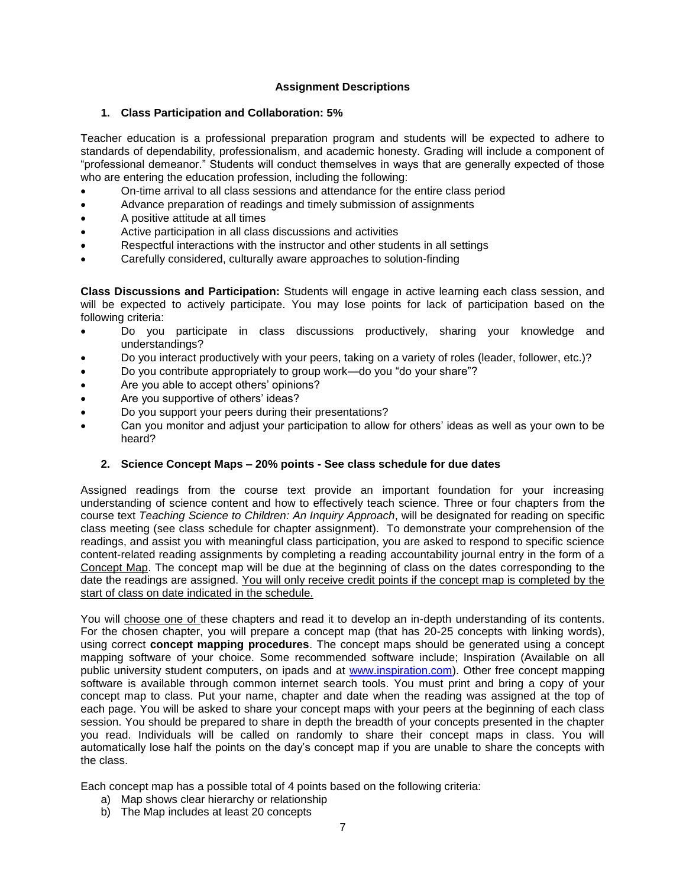### Assignment Descriptions

1. **Class Participation and Collaboration: 5%**

Teacher education is a professional preparation program and students will be expected to adhere to standards of dependability, professionalism, and academic honesty. Grading will include a component of "professional demeanor." Students will conduct themselves in ways that are generally expected of those who are entering the education profession, including the following:

- On-time arrival to all class sessions and attendance for the entire class period
- Advance preparation of readings and timely submission of assignments
- A positive attitude at all times
- Active participation in all class discussions and activities
- Respectful interactions with the instructor and other students in all settings
- Carefully considered, culturally aware approaches to solution-finding

**Class Discussions and Participation:** Students will engage in active learning each class session, and will be expected to actively participate. You may lose points for lack of participation based on the following criteria:

- Do you participate in class discussions productively, sharing your knowledge and understandings?
- Do you interact productively with your peers, taking on a variety of roles (leader, follower, etc.)?
- Do you contribute appropriately to group work—do you "do your share"?
- Are you able to accept others' opinions?
- Are you supportive of others' ideas?
- Do you support your peers during their presentations?
- Can you monitor and adjust your participation to allow for others' ideas as well as your own to be heard?

2. **Science Concept Maps – 20% points - See class schedule for due dates**

Assigned readings from the course text provide an important foundation for your increasing understanding of science content and how to effectively teach science. Three or four chapters from the course text *Teaching Science to Children: An Inquiry Approach*, will be designated for reading on specific class meeting (see class schedule for chapter assignment). To demonstrate your comprehension of the readings, and assist you with meaningful class participation, you are asked to respond to specific science content-related reading assignments by completing a reading accountability journal entry in the form of a <u>Concept Map</u>. The concept map will be due at the beginning of class on the dates corresponding to the date the readings are assigned. <u>You will only receive credit points if the concept map is completed by the start of class on date indicated in the schedule.</u>

You will <u>choose one of</u> these chapters and read it to develop an in-depth understanding of its contents. For the chosen chapter, you will prepare a concept map (that has 20-25 concepts with linking words), using correct **concept mapping procedures**. The concept maps should be generated using a concept mapping software of your choice. Some recommended software include; Inspiration (Available on all public university student computers, on ipads and at [www.inspiration.com](http://www.inspiration.com)). Other free concept mapping software is available through common internet search tools. You must print and bring a copy of your concept map to class. Put your name, chapter and date when the reading was assigned at the top of each page. You will be asked to share your concept maps with your peers at the beginning of each class session. You should be prepared to share in depth the breadth of your concepts presented in the chapter you read. Individuals will be called on randomly to share their concept maps in class. You will automatically lose half the points on the day's concept map if you are unable to share the concepts with the class.

Each concept map has a possible total of 4 points based on the following criteria:

a) Map shows clear hierarchy or relationship
b) The Map includes at least 20 concepts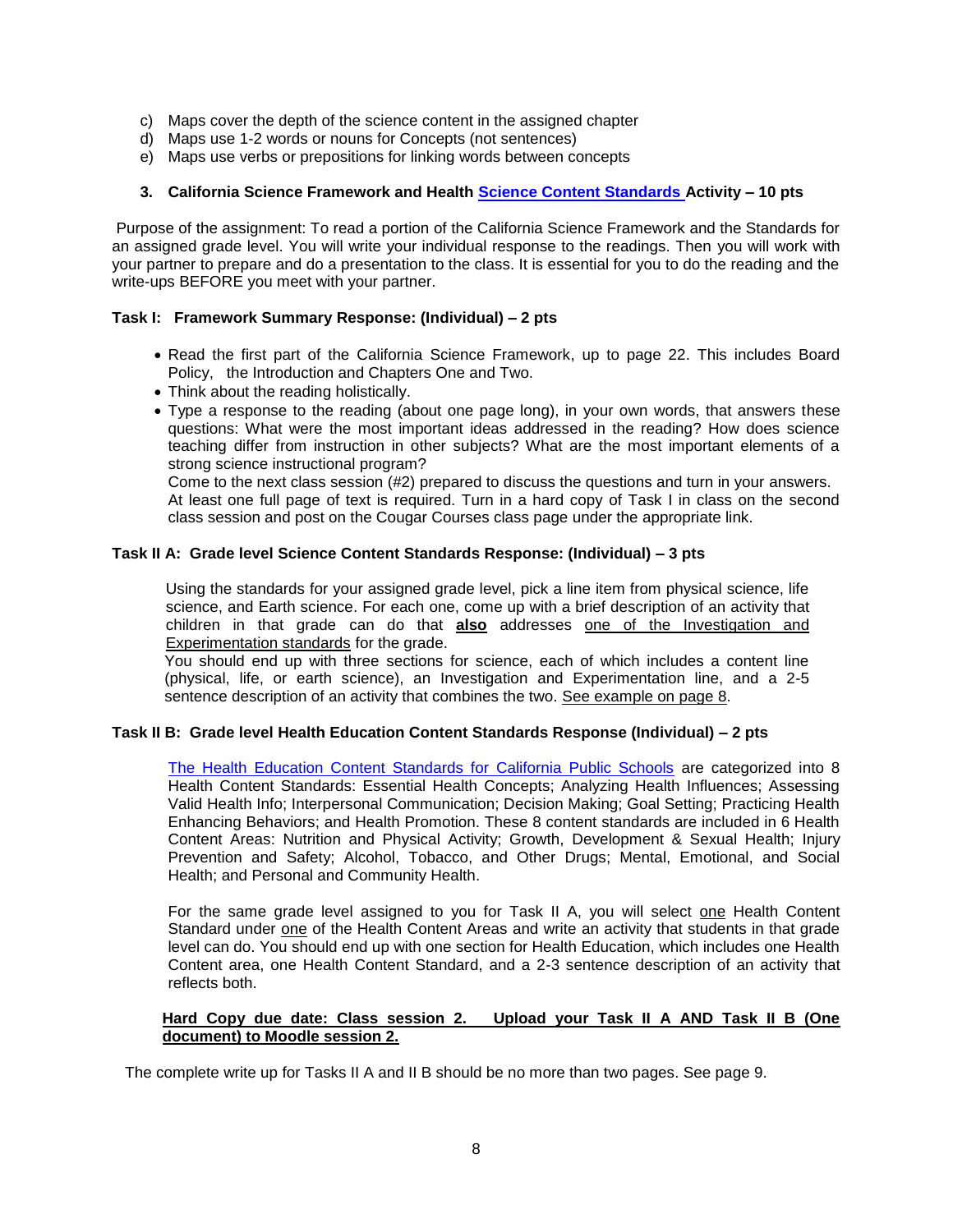c) Maps cover the depth of the science content in the assigned chapter
d) Maps use 1-2 words or nouns for Concepts (not sentences)
e) Maps use verbs or prepositions for linking words between concepts

### 3. California Science Framework and Health Science Content Standards Activity – 10 pts

Purpose of the assignment: To read a portion of the California Science Framework and the Standards for an assigned grade level. You will write your individual response to the readings. Then you will work with your partner to prepare and do a presentation to the class. It is essential for you to do the reading and the write-ups BEFORE you meet with your partner.

**Task I: Framework Summary Response: (Individual) – 2 pts**

- Read the first part of the California Science Framework, up to page 22. This includes Board Policy, the Introduction and Chapters One and Two.
- Think about the reading holistically.
- Type a response to the reading (about one page long), in your own words, that answers these questions: What were the most important ideas addressed in the reading? How does science teaching differ from instruction in other subjects? What are the most important elements of a strong science instructional program?
  Come to the next class session (#2) prepared to discuss the questions and turn in your answers. At least one full page of text is required. Turn in a hard copy of Task I in class on the second class session and post on the Cougar Courses class page under the appropriate link.

**Task II A: Grade level Science Content Standards Response: (Individual) – 3 pts**

Using the standards for your assigned grade level, pick a line item from physical science, life science, and Earth science. For each one, come up with a brief description of an activity that children in that grade can do that **<u>also</u>** addresses <u>one of the Investigation and Experimentation standards</u> for the grade.
You should end up with three sections for science, each of which includes a content line (physical, life, or earth science), an Investigation and Experimentation line, and a 2-5 sentence description of an activity that combines the two. <u>See example on page 8</u>.

**Task II B: Grade level Health Education Content Standards Response (Individual) – 2 pts**

The Health Education Content Standards for California Public Schools are categorized into 8 Health Content Standards: Essential Health Concepts; Analyzing Health Influences; Assessing Valid Health Info; Interpersonal Communication; Decision Making; Goal Setting; Practicing Health Enhancing Behaviors; and Health Promotion. These 8 content standards are included in 6 Health Content Areas: Nutrition and Physical Activity; Growth, Development & Sexual Health; Injury Prevention and Safety; Alcohol, Tobacco, and Other Drugs; Mental, Emotional, and Social Health; and Personal and Community Health.

For the same grade level assigned to you for Task II A, you will select <u>one</u> Health Content Standard under <u>one</u> of the Health Content Areas and write an activity that students in that grade level can do. You should end up with one section for Health Education, which includes one Health Content area, one Health Content Standard, and a 2-3 sentence description of an activity that reflects both.

**<u>Hard Copy due date: Class session 2. Upload your Task II A AND Task II B (One document) to Moodle session 2.</u>**

The complete write up for Tasks II A and II B should be no more than two pages. See page 9.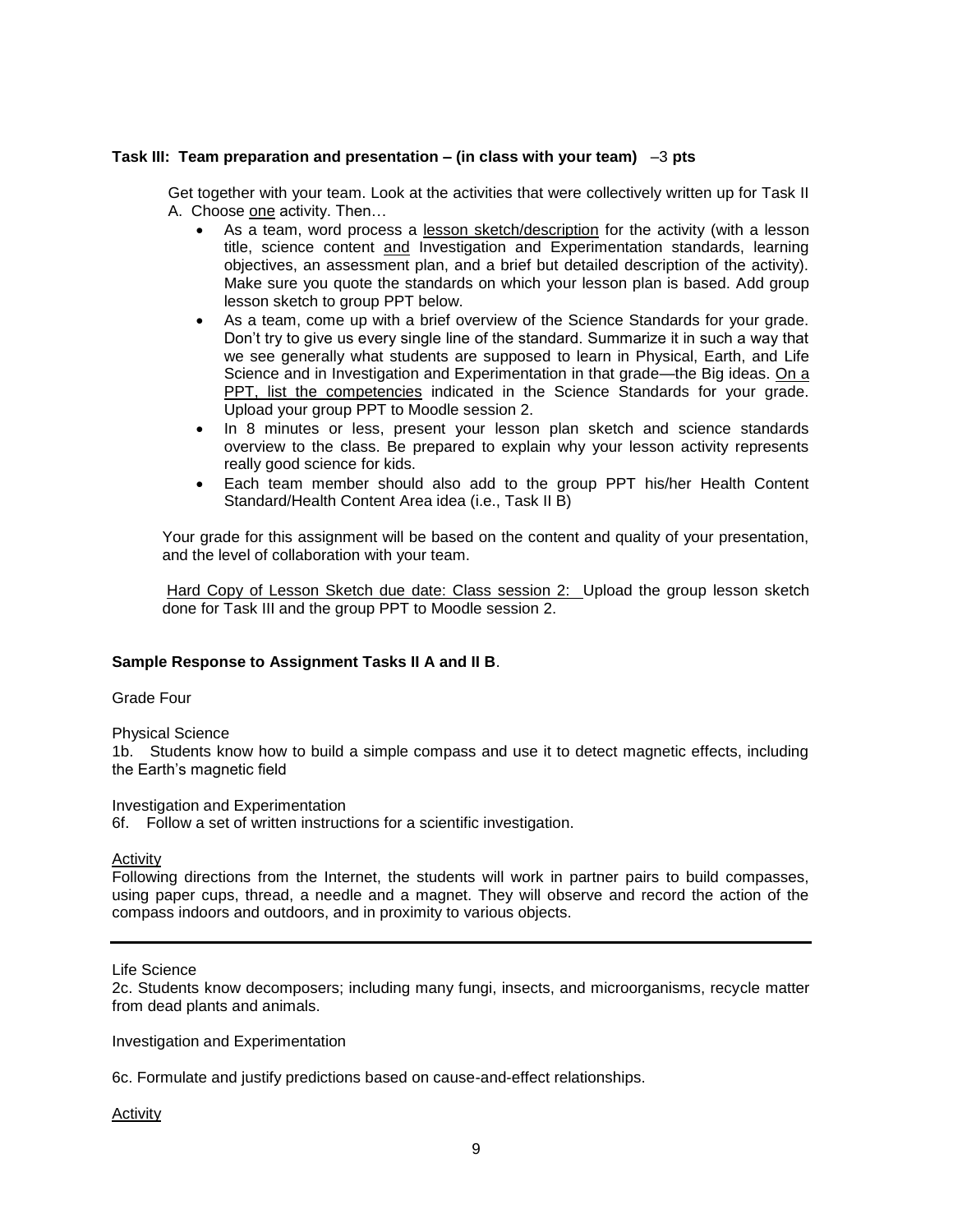**Task III: Team preparation and presentation – (in class with your team)** –3 **pts**

Get together with your team. Look at the activities that were collectively written up for Task II A. Choose one activity. Then…

- As a team, word process a lesson sketch/description for the activity (with a lesson title, science content and Investigation and Experimentation standards, learning objectives, an assessment plan, and a brief but detailed description of the activity). Make sure you quote the standards on which your lesson plan is based. Add group lesson sketch to group PPT below.
- As a team, come up with a brief overview of the Science Standards for your grade. Don't try to give us every single line of the standard. Summarize it in such a way that we see generally what students are supposed to learn in Physical, Earth, and Life Science and in Investigation and Experimentation in that grade—the Big ideas. On a PPT, list the competencies indicated in the Science Standards for your grade. Upload your group PPT to Moodle session 2.
- In 8 minutes or less, present your lesson plan sketch and science standards overview to the class. Be prepared to explain why your lesson activity represents really good science for kids.
- Each team member should also add to the group PPT his/her Health Content Standard/Health Content Area idea (i.e., Task II B)

Your grade for this assignment will be based on the content and quality of your presentation, and the level of collaboration with your team.

Hard Copy of Lesson Sketch due date: Class session 2: Upload the group lesson sketch done for Task III and the group PPT to Moodle session 2.

**Sample Response to Assignment Tasks II A and II B**.

Grade Four

Physical Science

1b. Students know how to build a simple compass and use it to detect magnetic effects, including the Earth's magnetic field

Investigation and Experimentation

6f. Follow a set of written instructions for a scientific investigation.

Activity

Following directions from the Internet, the students will work in partner pairs to build compasses, using paper cups, thread, a needle and a magnet. They will observe and record the action of the compass indoors and outdoors, and in proximity to various objects.

---

Life Science

2c. Students know decomposers; including many fungi, insects, and microorganisms, recycle matter from dead plants and animals.

Investigation and Experimentation

6c. Formulate and justify predictions based on cause-and-effect relationships.

Activity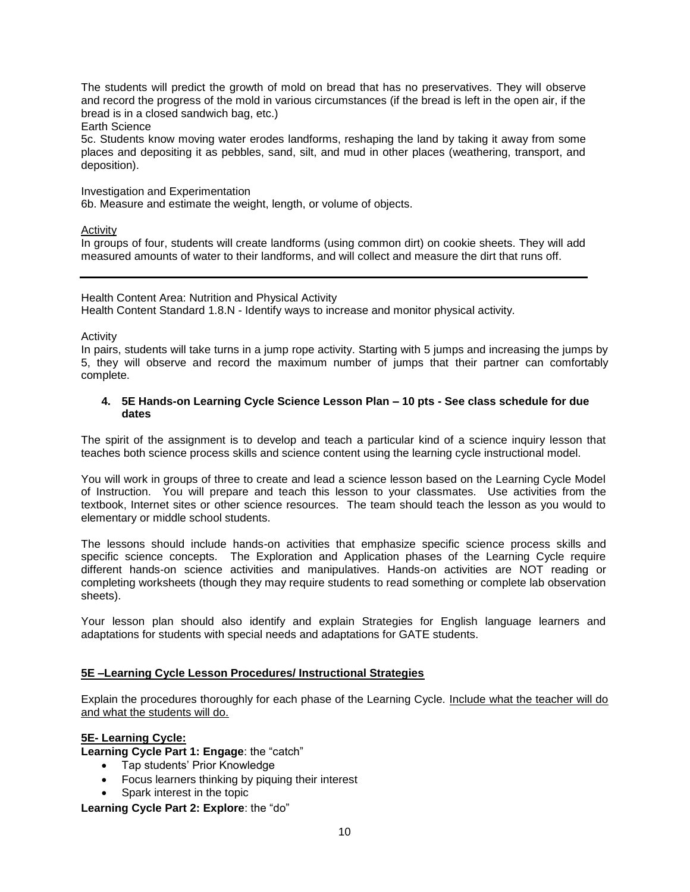The students will predict the growth of mold on bread that has no preservatives. They will observe and record the progress of the mold in various circumstances (if the bread is left in the open air, if the bread is in a closed sandwich bag, etc.)

Earth Science

5c. Students know moving water erodes landforms, reshaping the land by taking it away from some places and depositing it as pebbles, sand, silt, and mud in other places (weathering, transport, and deposition).

Investigation and Experimentation

6b. Measure and estimate the weight, length, or volume of objects.

<u>Activity</u>

In groups of four, students will create landforms (using common dirt) on cookie sheets. They will add measured amounts of water to their landforms, and will collect and measure the dirt that runs off.

---

Health Content Area: Nutrition and Physical Activity

Health Content Standard 1.8.N - Identify ways to increase and monitor physical activity.

Activity

In pairs, students will take turns in a jump rope activity. Starting with 5 jumps and increasing the jumps by 5, they will observe and record the maximum number of jumps that their partner can comfortably complete.

#### 4. 5E Hands-on Learning Cycle Science Lesson Plan – 10 pts - See class schedule for due dates

The spirit of the assignment is to develop and teach a particular kind of a science inquiry lesson that teaches both science process skills and science content using the learning cycle instructional model.

You will work in groups of three to create and lead a science lesson based on the Learning Cycle Model of Instruction. You will prepare and teach this lesson to your classmates. Use activities from the textbook, Internet sites or other science resources. The team should teach the lesson as you would to elementary or middle school students.

The lessons should include hands-on activities that emphasize specific science process skills and specific science concepts. The Exploration and Application phases of the Learning Cycle require different hands-on science activities and manipulatives. Hands-on activities are NOT reading or completing worksheets (though they may require students to read something or complete lab observation sheets).

Your lesson plan should also identify and explain Strategies for English language learners and adaptations for students with special needs and adaptations for GATE students.

**<u>5E –Learning Cycle Lesson Procedures/ Instructional Strategies</u>**

Explain the procedures thoroughly for each phase of the Learning Cycle. <u>Include what the teacher will do and what the students will do.</u>

**<u>5E- Learning Cycle:</u>**

**Learning Cycle Part 1: Engage**: the "catch"

- Tap students' Prior Knowledge
- Focus learners thinking by piquing their interest
- Spark interest in the topic

**Learning Cycle Part 2: Explore**: the "do"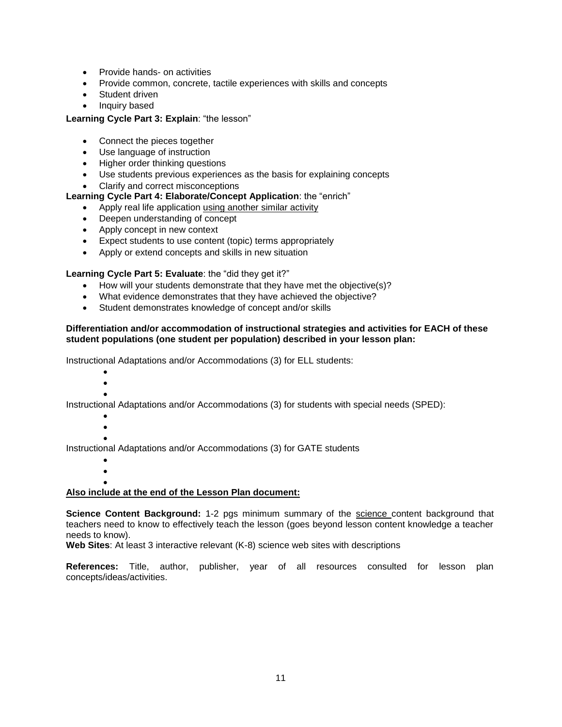- Provide hands- on activities
- Provide common, concrete, tactile experiences with skills and concepts
- Student driven
- Inquiry based

**Learning Cycle Part 3: Explain**: "the lesson"

- Connect the pieces together
- Use language of instruction
- Higher order thinking questions
- Use students previous experiences as the basis for explaining concepts
- Clarify and correct misconceptions

**Learning Cycle Part 4: Elaborate/Concept Application**: the "enrich"

- Apply real life application <u>using another similar activity</u>
- Deepen understanding of concept
- Apply concept in new context
- Expect students to use content (topic) terms appropriately
- Apply or extend concepts and skills in new situation

**Learning Cycle Part 5: Evaluate**: the "did they get it?"

- How will your students demonstrate that they have met the objective(s)?
- What evidence demonstrates that they have achieved the objective?
- Student demonstrates knowledge of concept and/or skills

**Differentiation and/or accommodation of instructional strategies and activities for EACH of these student populations (one student per population) described in your lesson plan:**

Instructional Adaptations and/or Accommodations (3) for ELL students:

- 
- 
- 

Instructional Adaptations and/or Accommodations (3) for students with special needs (SPED):

- 
- 
- 

Instructional Adaptations and/or Accommodations (3) for GATE students

- 
- 
- 

**<u>Also include at the end of the Lesson Plan document:</u>**

**Science Content Background:** 1-2 pgs minimum summary of the <u>science</u> content background that teachers need to know to effectively teach the lesson (goes beyond lesson content knowledge a teacher needs to know).

**Web Sites**: At least 3 interactive relevant (K-8) science web sites with descriptions

**References:** Title, author, publisher, year of all resources consulted for lesson plan concepts/ideas/activities.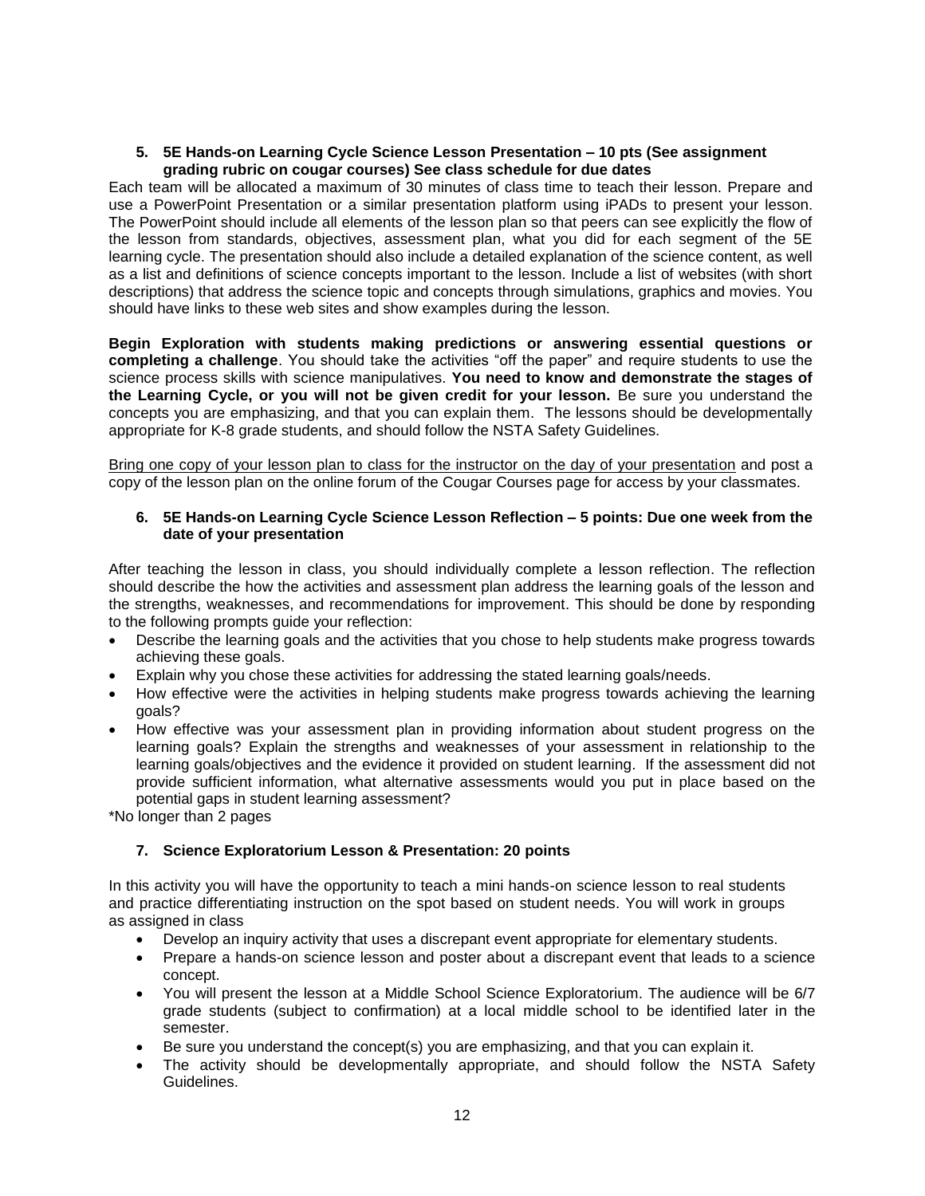5. **5E Hands-on Learning Cycle Science Lesson Presentation – 10 pts (See assignment grading rubric on cougar courses) See class schedule for due dates**

Each team will be allocated a maximum of 30 minutes of class time to teach their lesson. Prepare and use a PowerPoint Presentation or a similar presentation platform using iPADs to present your lesson. The PowerPoint should include all elements of the lesson plan so that peers can see explicitly the flow of the lesson from standards, objectives, assessment plan, what you did for each segment of the 5E learning cycle. The presentation should also include a detailed explanation of the science content, as well as a list and definitions of science concepts important to the lesson. Include a list of websites (with short descriptions) that address the science topic and concepts through simulations, graphics and movies. You should have links to these web sites and show examples during the lesson.

**Begin Exploration with students making predictions or answering essential questions or completing a challenge**. You should take the activities "off the paper" and require students to use the science process skills with science manipulatives. **You need to know and demonstrate the stages of the Learning Cycle, or you will not be given credit for your lesson.** Be sure you understand the concepts you are emphasizing, and that you can explain them. The lessons should be developmentally appropriate for K-8 grade students, and should follow the NSTA Safety Guidelines.

<u>Bring one copy of your lesson plan to class for the instructor on the day of your presentation</u> and post a copy of the lesson plan on the online forum of the Cougar Courses page for access by your classmates.

6. **5E Hands-on Learning Cycle Science Lesson Reflection – 5 points: Due one week from the date of your presentation**

After teaching the lesson in class, you should individually complete a lesson reflection. The reflection should describe the how the activities and assessment plan address the learning goals of the lesson and the strengths, weaknesses, and recommendations for improvement. This should be done by responding to the following prompts guide your reflection:

- Describe the learning goals and the activities that you chose to help students make progress towards achieving these goals.
- Explain why you chose these activities for addressing the stated learning goals/needs.
- How effective were the activities in helping students make progress towards achieving the learning goals?
- How effective was your assessment plan in providing information about student progress on the learning goals? Explain the strengths and weaknesses of your assessment in relationship to the learning goals/objectives and the evidence it provided on student learning. If the assessment did not provide sufficient information, what alternative assessments would you put in place based on the potential gaps in student learning assessment?

*No longer than 2 pages

7. **Science Exploratorium Lesson & Presentation: 20 points**

In this activity you will have the opportunity to teach a mini hands-on science lesson to real students and practice differentiating instruction on the spot based on student needs. You will work in groups as assigned in class

- Develop an inquiry activity that uses a discrepant event appropriate for elementary students.
- Prepare a hands-on science lesson and poster about a discrepant event that leads to a science concept.
- You will present the lesson at a Middle School Science Exploratorium. The audience will be 6/7 grade students (subject to confirmation) at a local middle school to be identified later in the semester.
- Be sure you understand the concept(s) you are emphasizing, and that you can explain it.
- The activity should be developmentally appropriate, and should follow the NSTA Safety Guidelines.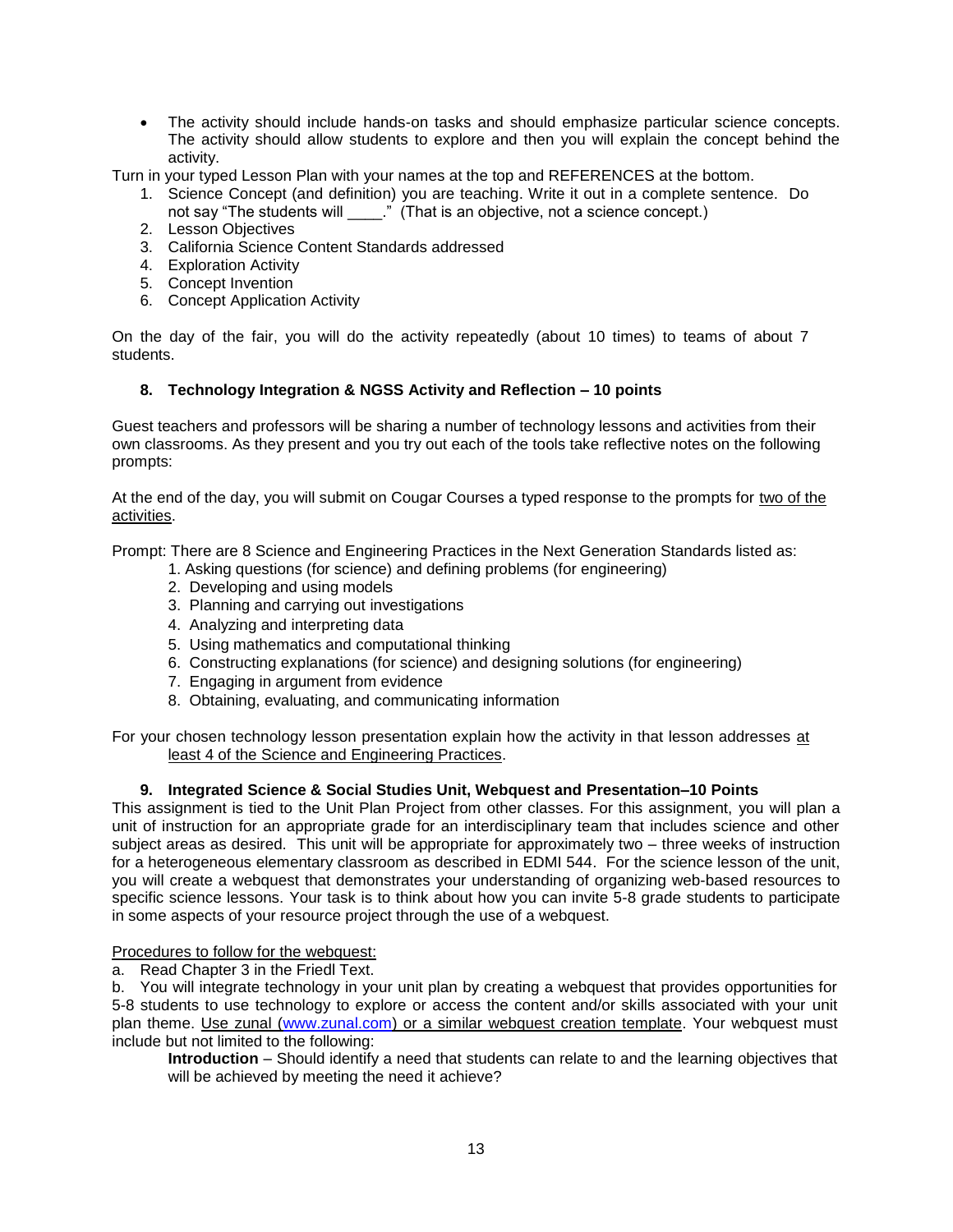- The activity should include hands-on tasks and should emphasize particular science concepts. The activity should allow students to explore and then you will explain the concept behind the activity.

Turn in your typed Lesson Plan with your names at the top and REFERENCES at the bottom.

1. Science Concept (and definition) you are teaching. Write it out in a complete sentence. Do not say "The students will \_\_\_\_." (That is an objective, not a science concept.)
2. Lesson Objectives
3. California Science Content Standards addressed
4. Exploration Activity
5. Concept Invention
6. Concept Application Activity

On the day of the fair, you will do the activity repeatedly (about 10 times) to teams of about 7 students.

### 8. Technology Integration & NGSS Activity and Reflection – 10 points

Guest teachers and professors will be sharing a number of technology lessons and activities from their own classrooms. As they present and you try out each of the tools take reflective notes on the following prompts:

At the end of the day, you will submit on Cougar Courses a typed response to the prompts for <u>two of the activities</u>.

Prompt: There are 8 Science and Engineering Practices in the Next Generation Standards listed as:

1. Asking questions (for science) and defining problems (for engineering)
2. Developing and using models
3. Planning and carrying out investigations
4. Analyzing and interpreting data
5. Using mathematics and computational thinking
6. Constructing explanations (for science) and designing solutions (for engineering)
7. Engaging in argument from evidence
8. Obtaining, evaluating, and communicating information

For your chosen technology lesson presentation explain how the activity in that lesson addresses <u>at least 4 of the Science and Engineering Practices</u>.

### 9. Integrated Science & Social Studies Unit, Webquest and Presentation–10 Points

This assignment is tied to the Unit Plan Project from other classes. For this assignment, you will plan a unit of instruction for an appropriate grade for an interdisciplinary team that includes science and other subject areas as desired. This unit will be appropriate for approximately two – three weeks of instruction for a heterogeneous elementary classroom as described in EDMI 544. For the science lesson of the unit, you will create a webquest that demonstrates your understanding of organizing web-based resources to specific science lessons. Your task is to think about how you can invite 5-8 grade students to participate in some aspects of your resource project through the use of a webquest.

<u>Procedures to follow for the webquest:</u>

a. Read Chapter 3 in the Friedl Text.

b. You will integrate technology in your unit plan by creating a webquest that provides opportunities for 5-8 students to use technology to explore or access the content and/or skills associated with your unit plan theme. <u>Use zunal (www.zunal.com) or a similar webquest creation template</u>. Your webquest must include but not limited to the following:

**Introduction** – Should identify a need that students can relate to and the learning objectives that will be achieved by meeting the need it achieve?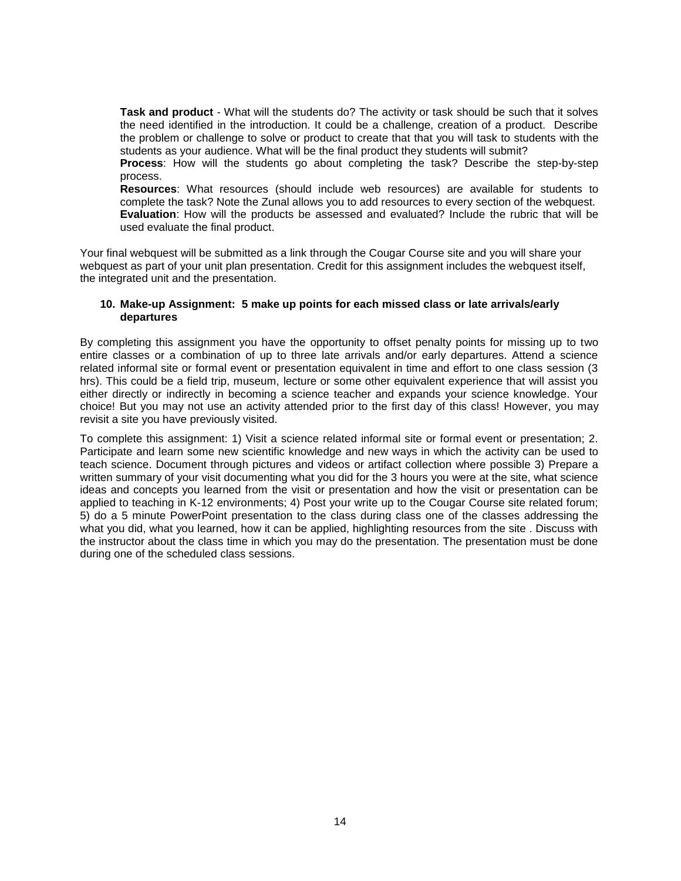**Task and product** - What will the students do? The activity or task should be such that it solves the need identified in the introduction. It could be a challenge, creation of a product. Describe the problem or challenge to solve or product to create that that you will task to students with the students as your audience. What will be the final product they students will submit?

**Process**: How will the students go about completing the task? Describe the step-by-step process.

**Resources**: What resources (should include web resources) are available for students to complete the task? Note the Zunal allows you to add resources to every section of the webquest.

**Evaluation**: How will the products be assessed and evaluated? Include the rubric that will be used evaluate the final product.

Your final webquest will be submitted as a link through the Cougar Course site and you will share your webquest as part of your unit plan presentation. Credit for this assignment includes the webquest itself, the integrated unit and the presentation.

**10. Make-up Assignment: 5 make up points for each missed class or late arrivals/early departures**

By completing this assignment you have the opportunity to offset penalty points for missing up to two entire classes or a combination of up to three late arrivals and/or early departures. Attend a science related informal site or formal event or presentation equivalent in time and effort to one class session (3 hrs). This could be a field trip, museum, lecture or some other equivalent experience that will assist you either directly or indirectly in becoming a science teacher and expands your science knowledge. Your choice! But you may not use an activity attended prior to the first day of this class! However, you may revisit a site you have previously visited.

To complete this assignment: 1) Visit a science related informal site or formal event or presentation; 2. Participate and learn some new scientific knowledge and new ways in which the activity can be used to teach science. Document through pictures and videos or artifact collection where possible 3) Prepare a written summary of your visit documenting what you did for the 3 hours you were at the site, what science ideas and concepts you learned from the visit or presentation and how the visit or presentation can be applied to teaching in K-12 environments; 4) Post your write up to the Cougar Course site related forum; 5) do a 5 minute PowerPoint presentation to the class during class one of the classes addressing the what you did, what you learned, how it can be applied, highlighting resources from the site . Discuss with the instructor about the class time in which you may do the presentation. The presentation must be done during one of the scheduled class sessions.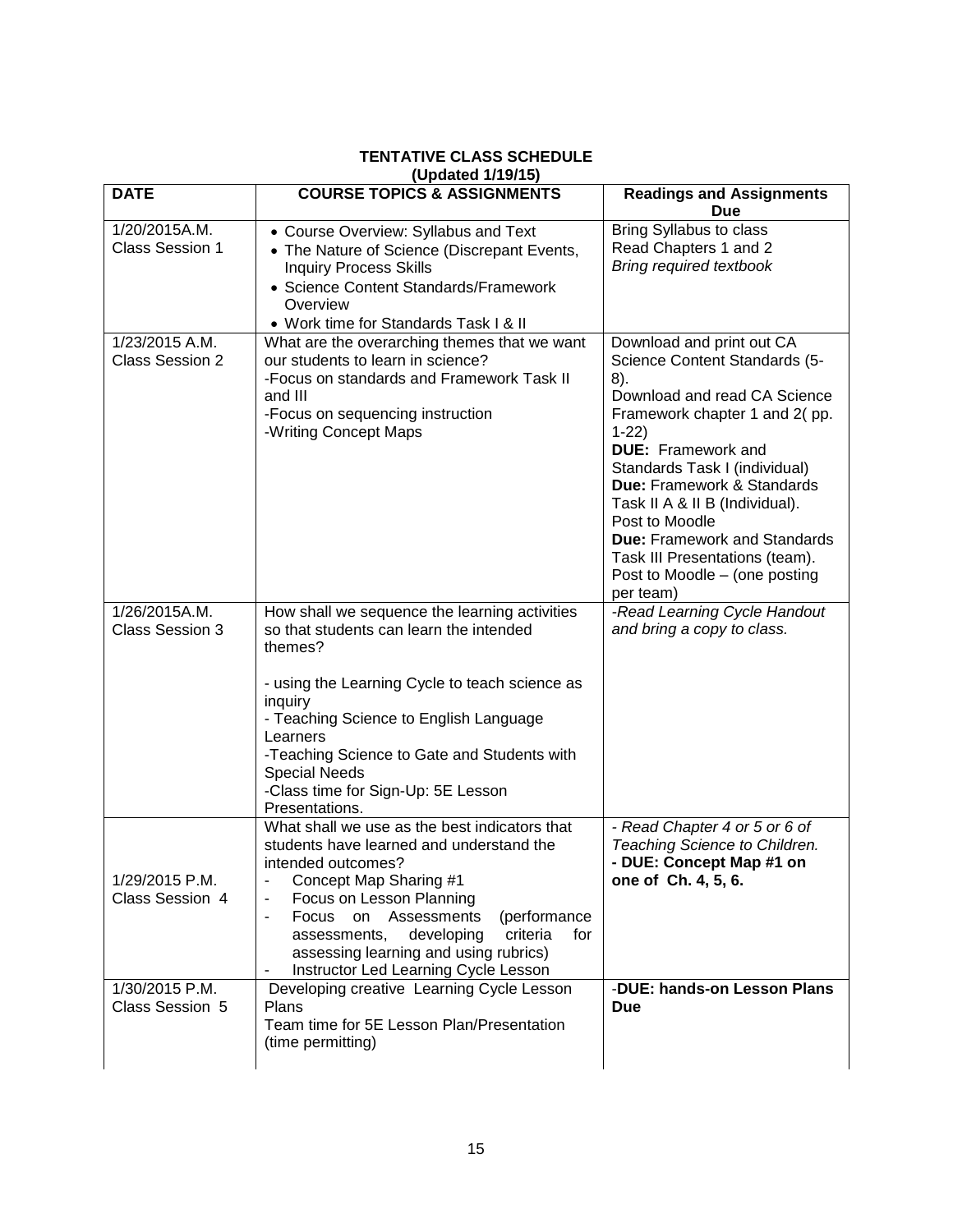**TENTATIVE CLASS SCHEDULE**
**(Updated 1/19/15)**

| DATE | COURSE TOPICS & ASSIGNMENTS | Readings and Assignments Due |
|---|---|---|
| 1/20/2015A.M.<br>Class Session 1 | • Course Overview: Syllabus and Text<br>• The Nature of Science (Discrepant Events, Inquiry Process Skills<br>• Science Content Standards/Framework Overview<br>• Work time for Standards Task I & II | Bring Syllabus to class<br>Read Chapters 1 and 2<br>*Bring required textbook* |
| 1/23/2015 A.M.<br>Class Session 2 | What are the overarching themes that we want our students to learn in science?<br>-Focus on standards and Framework Task II and III<br>-Focus on sequencing instruction<br>-Writing Concept Maps | Download and print out CA Science Content Standards (5-8).<br>Download and read CA Science Framework chapter 1 and 2( pp. 1-22)<br>**DUE:** Framework and Standards Task I (individual)<br>**Due:** Framework & Standards Task II A & II B (Individual). Post to Moodle<br>**Due:** Framework and Standards Task III Presentations (team). Post to Moodle – (one posting per team) |
| 1/26/2015A.M.<br>Class Session 3 | How shall we sequence the learning activities so that students can learn the intended themes?<br><br>- using the Learning Cycle to teach science as inquiry<br>- Teaching Science to English Language Learners<br>-Teaching Science to Gate and Students with Special Needs<br>-Class time for Sign-Up: 5E Lesson Presentations. | *-Read Learning Cycle Handout and bring a copy to class.* |
| 1/29/2015 P.M.<br>Class Session 4 | What shall we use as the best indicators that students have learned and understand the intended outcomes?<br>- Concept Map Sharing #1<br>- Focus on Lesson Planning<br>- Focus on Assessments (performance assessments, developing criteria for assessing learning and using rubrics)<br>- Instructor Led Learning Cycle Lesson | *- Read Chapter 4 or 5 or 6 of Teaching Science to Children.*<br>**- DUE: Concept Map #1 on one of Ch. 4, 5, 6.** |
| 1/30/2015 P.M.<br>Class Session 5 | Developing creative Learning Cycle Lesson Plans<br>Team time for 5E Lesson Plan/Presentation (time permitting) | -**DUE: hands-on Lesson Plans Due** |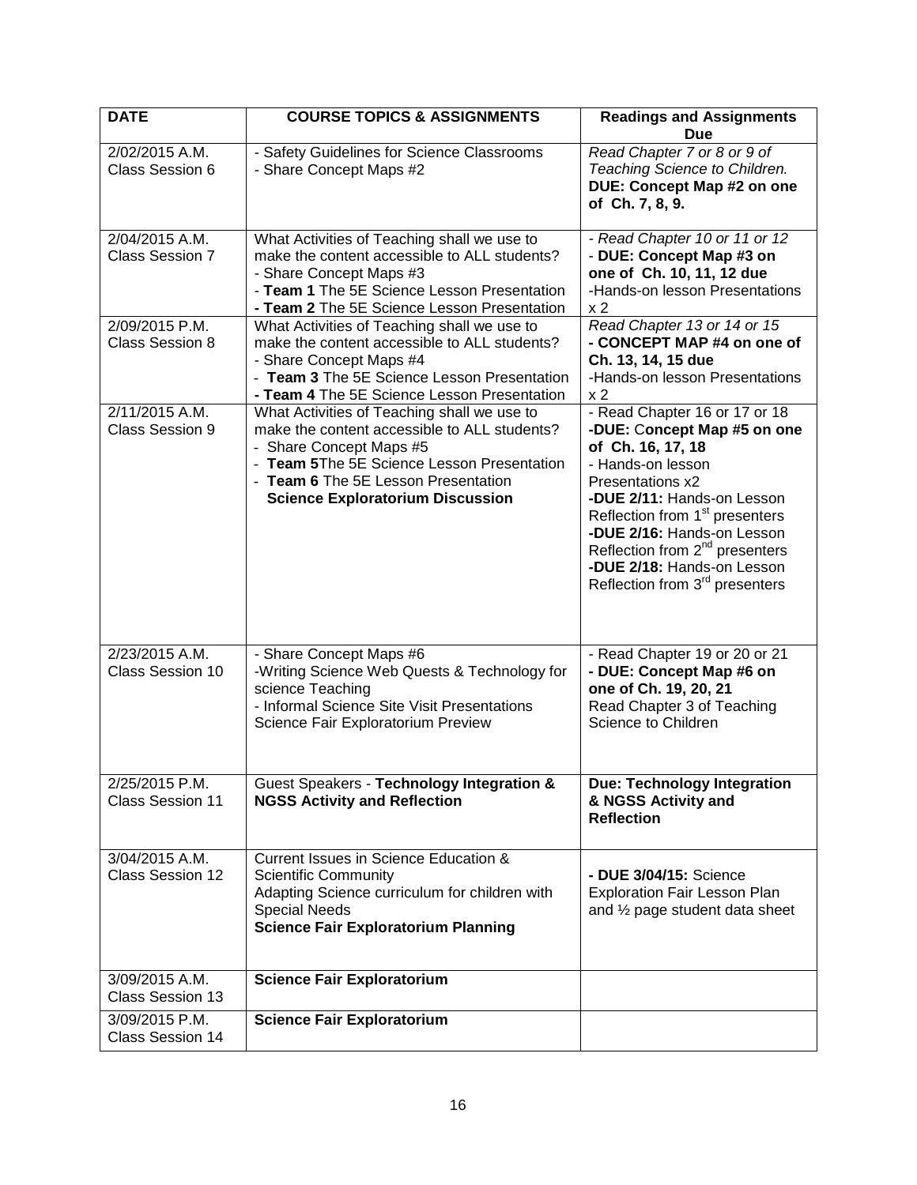| DATE | COURSE TOPICS & ASSIGNMENTS | Readings and Assignments Due |
|---|---|---|
| 2/02/2015 A.M.<br>Class Session 6 | - Safety Guidelines for Science Classrooms<br>- Share Concept Maps #2 | *Read Chapter 7 or 8 or 9 of Teaching Science to Children.*<br>**DUE: Concept Map #2 on one of Ch. 7, 8, 9.** |
| 2/04/2015 A.M.<br>Class Session 7 | What Activities of Teaching shall we use to make the content accessible to ALL students?<br>- Share Concept Maps #3<br>- **Team 1** The 5E Science Lesson Presentation<br>**- Team 2** The 5E Science Lesson Presentation | *- Read Chapter 10 or 11 or 12*<br>- **DUE: Concept Map #3 on one of Ch. 10, 11, 12 due**<br>-Hands-on lesson Presentations x 2 |
| 2/09/2015 P.M.<br>Class Session 8 | What Activities of Teaching shall we use to make the content accessible to ALL students?<br>- Share Concept Maps #4<br>- **Team 3** The 5E Science Lesson Presentation<br>**- Team 4** The 5E Science Lesson Presentation | *Read Chapter 13 or 14 or 15*<br>**- CONCEPT MAP #4 on one of Ch. 13, 14, 15 due**<br>-Hands-on lesson Presentations x 2 |
| 2/11/2015 A.M.<br>Class Session 9 | What Activities of Teaching shall we use to make the content accessible to ALL students?<br>- Share Concept Maps #5<br>- **Team 5**The 5E Science Lesson Presentation<br>- **Team 6** The 5E Lesson Presentation<br>**Science Exploratorium Discussion** | - Read Chapter 16 or 17 or 18<br>**-DUE: Concept Map #5 on one of Ch. 16, 17, 18**<br>- Hands-on lesson Presentations x2<br>**-DUE 2/11:** Hands-on Lesson Reflection from 1st presenters<br>**-DUE 2/16:** Hands-on Lesson Reflection from 2nd presenters<br>**-DUE 2/18:** Hands-on Lesson Reflection from 3rd presenters |
| 2/23/2015 A.M.<br>Class Session 10 | - Share Concept Maps #6<br>-Writing Science Web Quests & Technology for science Teaching<br>- Informal Science Site Visit Presentations<br>Science Fair Exploratorium Preview | - Read Chapter 19 or 20 or 21<br>**- DUE: Concept Map #6 on one of Ch. 19, 20, 21**<br>Read Chapter 3 of Teaching Science to Children |
| 2/25/2015 P.M.<br>Class Session 11 | Guest Speakers - **Technology Integration & NGSS Activity and Reflection** | **Due: Technology Integration & NGSS Activity and Reflection** |
| 3/04/2015 A.M.<br>Class Session 12 | Current Issues in Science Education & Scientific Community<br>Adapting Science curriculum for children with Special Needs<br>**Science Fair Exploratorium Planning** | **- DUE 3/04/15:** Science Exploration Fair Lesson Plan and ½ page student data sheet |
| 3/09/2015 A.M.<br>Class Session 13 | **Science Fair Exploratorium** | |
| 3/09/2015 P.M.<br>Class Session 14 | **Science Fair Exploratorium** | |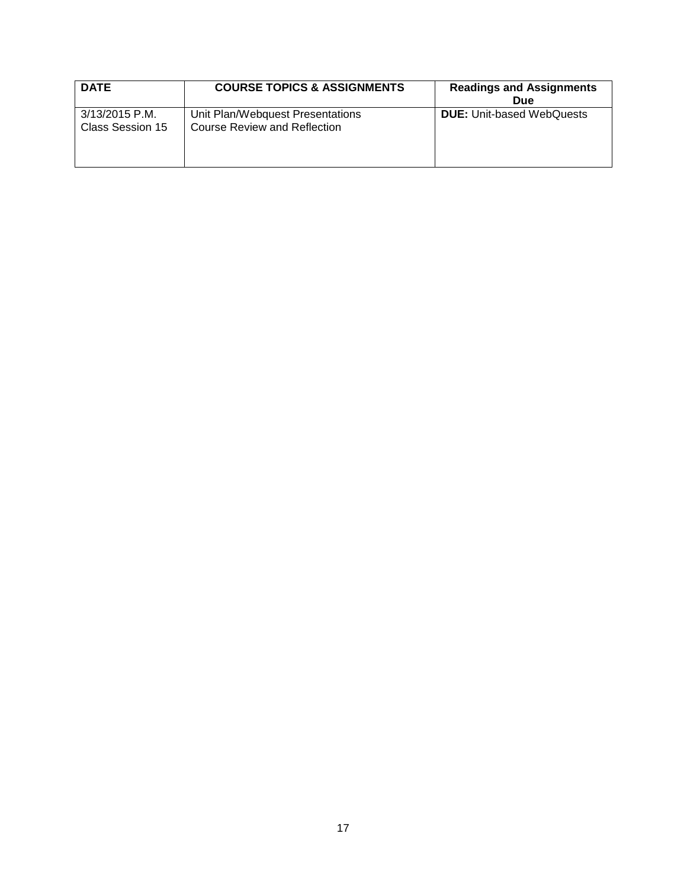| DATE | COURSE TOPICS & ASSIGNMENTS | Readings and Assignments Due |
|---|---|---|
| 3/13/2015 P.M. Class Session 15 | Unit Plan/Webquest Presentations<br>Course Review and Reflection | **DUE:** Unit-based WebQuests |